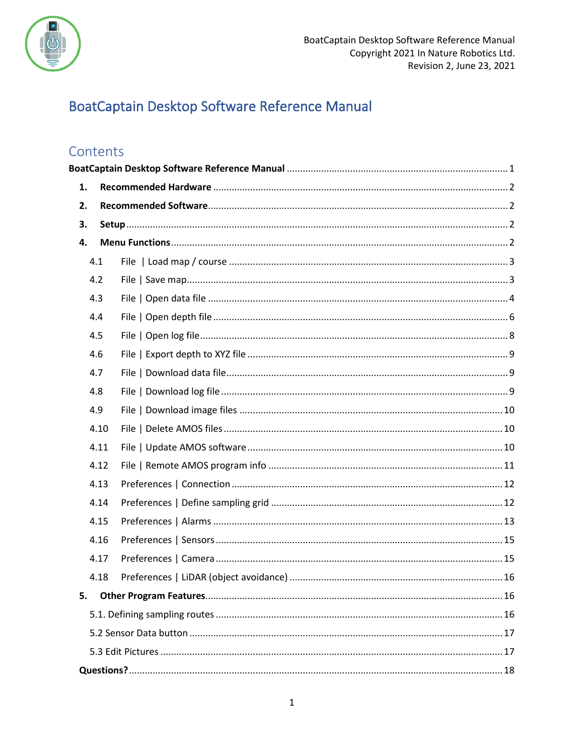BoatCaptain Desktop Software Reference Manual
Copyright 2021 In Nature Robotics Ltd.
Revision 2, June 23, 2021

# BoatCaptain Desktop Software Reference Manual

## Contents

**BoatCaptain Desktop Software Reference Manual** .......... 1

1. **Recommended Hardware** .......... 2
2. **Recommended Software** .......... 2
3. **Setup** .......... 2
4. **Menu Functions** .......... 2
   - 4.1 File | Load map / course .......... 3
   - 4.2 File | Save map .......... 3
   - 4.3 File | Open data file .......... 4
   - 4.4 File | Open depth file .......... 6
   - 4.5 File | Open log file .......... 8
   - 4.6 File | Export depth to XYZ file .......... 9
   - 4.7 File | Download data file .......... 9
   - 4.8 File | Download log file .......... 9
   - 4.9 File | Download image files .......... 10
   - 4.10 File | Delete AMOS files .......... 10
   - 4.11 File | Update AMOS software .......... 10
   - 4.12 File | Remote AMOS program info .......... 11
   - 4.13 Preferences | Connection .......... 12
   - 4.14 Preferences | Define sampling grid .......... 12
   - 4.15 Preferences | Alarms .......... 13
   - 4.16 Preferences | Sensors .......... 15
   - 4.17 Preferences | Camera .......... 15
   - 4.18 Preferences | LiDAR (object avoidance) .......... 16
5. **Other Program Features** .......... 16
   - 5.1. Defining sampling routes .......... 16
   - 5.2 Sensor Data button .......... 17
   - 5.3 Edit Pictures .......... 17

**Questions?** .......... 18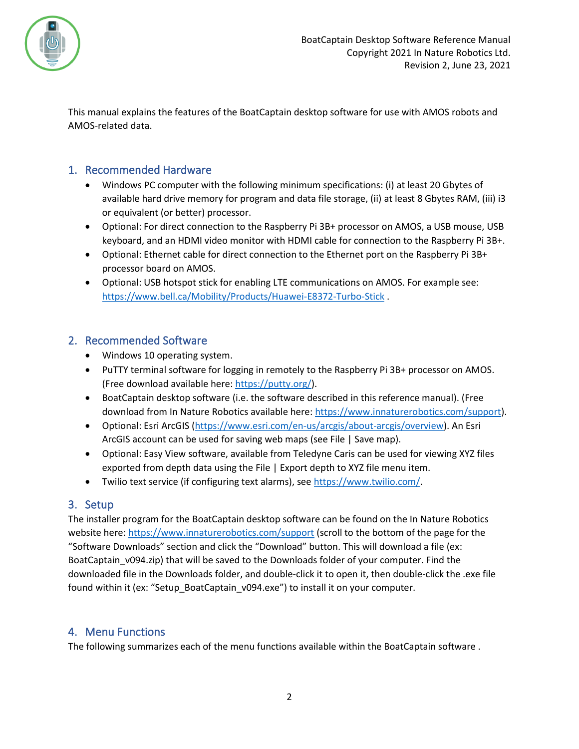This manual explains the features of the BoatCaptain desktop software for use with AMOS robots and AMOS-related data.

## 1. Recommended Hardware

- Windows PC computer with the following minimum specifications: (i) at least 20 Gbytes of available hard drive memory for program and data file storage, (ii) at least 8 Gbytes RAM, (iii) i3 or equivalent (or better) processor.
- Optional: For direct connection to the Raspberry Pi 3B+ processor on AMOS, a USB mouse, USB keyboard, and an HDMI video monitor with HDMI cable for connection to the Raspberry Pi 3B+.
- Optional: Ethernet cable for direct connection to the Ethernet port on the Raspberry Pi 3B+ processor board on AMOS.
- Optional: USB hotspot stick for enabling LTE communications on AMOS. For example see: https://www.bell.ca/Mobility/Products/Huawei-E8372-Turbo-Stick .

## 2. Recommended Software

- Windows 10 operating system.
- PuTTY terminal software for logging in remotely to the Raspberry Pi 3B+ processor on AMOS. (Free download available here: https://putty.org/).
- BoatCaptain desktop software (i.e. the software described in this reference manual). (Free download from In Nature Robotics available here: https://www.innaturerobotics.com/support).
- Optional: Esri ArcGIS (https://www.esri.com/en-us/arcgis/about-arcgis/overview). An Esri ArcGIS account can be used for saving web maps (see File | Save map).
- Optional: Easy View software, available from Teledyne Caris can be used for viewing XYZ files exported from depth data using the File | Export depth to XYZ file menu item.
- Twilio text service (if configuring text alarms), see https://www.twilio.com/.

## 3. Setup

The installer program for the BoatCaptain desktop software can be found on the In Nature Robotics website here: https://www.innaturerobotics.com/support (scroll to the bottom of the page for the "Software Downloads" section and click the "Download" button. This will download a file (ex: BoatCaptain_v094.zip) that will be saved to the Downloads folder of your computer. Find the downloaded file in the Downloads folder, and double-click it to open it, then double-click the .exe file found within it (ex: "Setup_BoatCaptain_v094.exe") to install it on your computer.

## 4. Menu Functions

The following summarizes each of the menu functions available within the BoatCaptain software .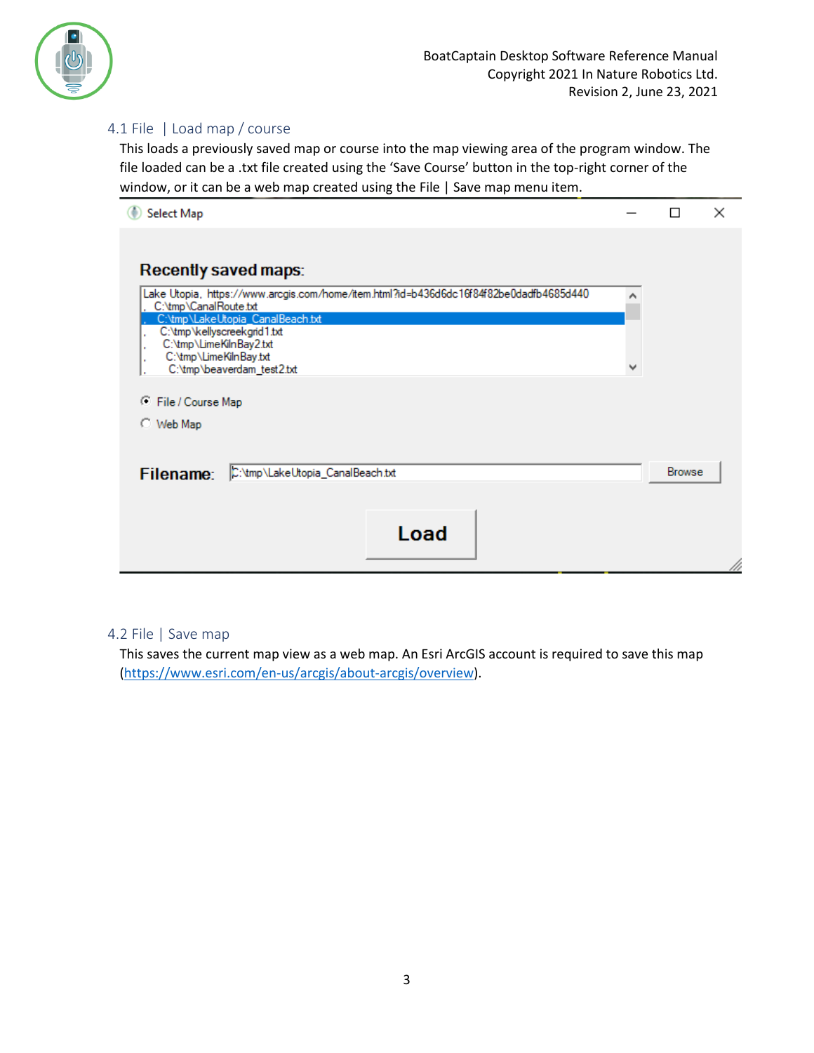## 4.1 File | Load map / course

This loads a previously saved map or course into the map viewing area of the program window. The file loaded can be a .txt file created using the 'Save Course' button in the top-right corner of the window, or it can be a web map created using the File | Save map menu item.

## 4.2 File | Save map

This saves the current map view as a web map. An Esri ArcGIS account is required to save this map (https://www.esri.com/en-us/arcgis/about-arcgis/overview).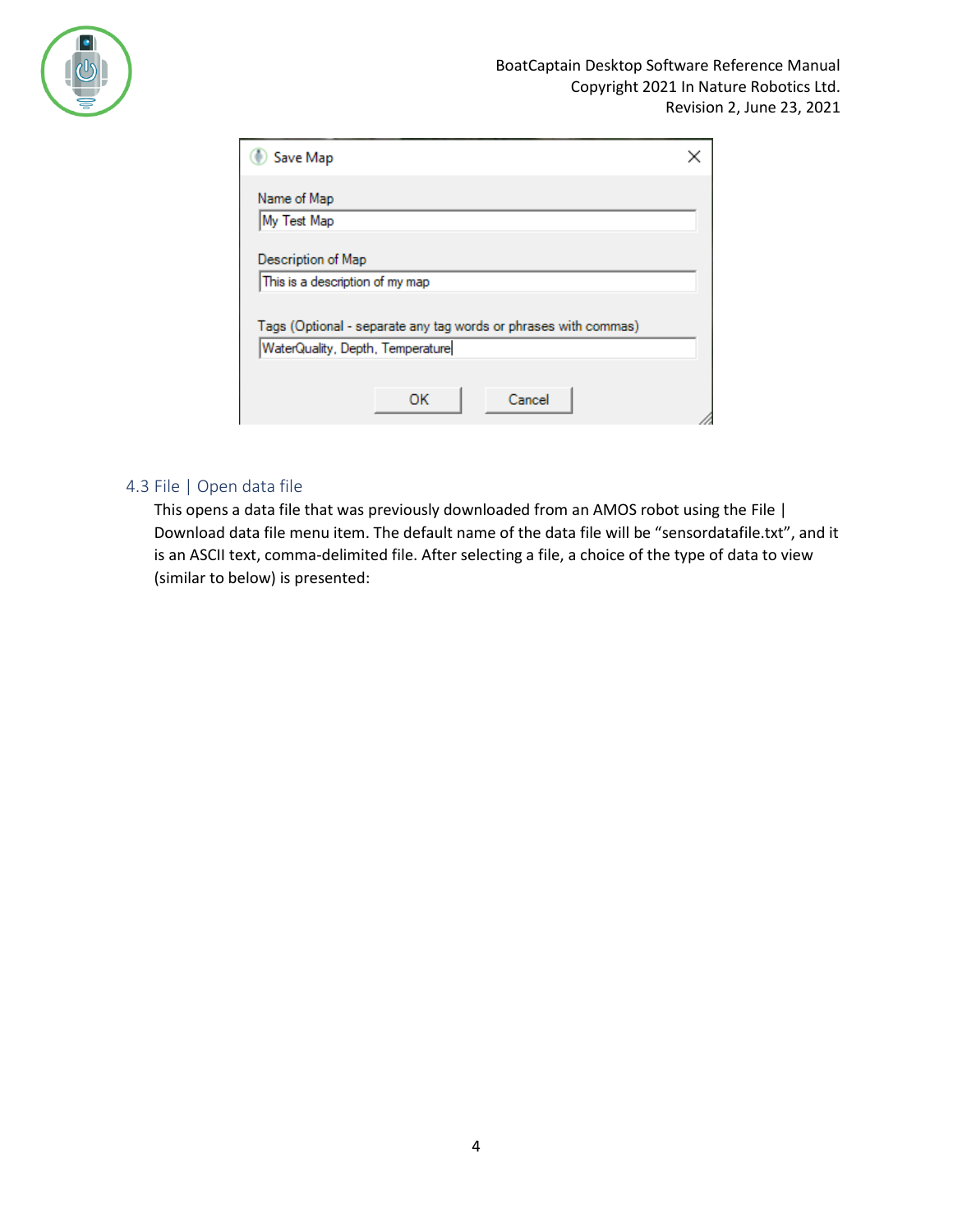## 4.3 File | Open data file

This opens a data file that was previously downloaded from an AMOS robot using the File | Download data file menu item. The default name of the data file will be "sensordatafile.txt", and it is an ASCII text, comma-delimited file. After selecting a file, a choice of the type of data to view (similar to below) is presented: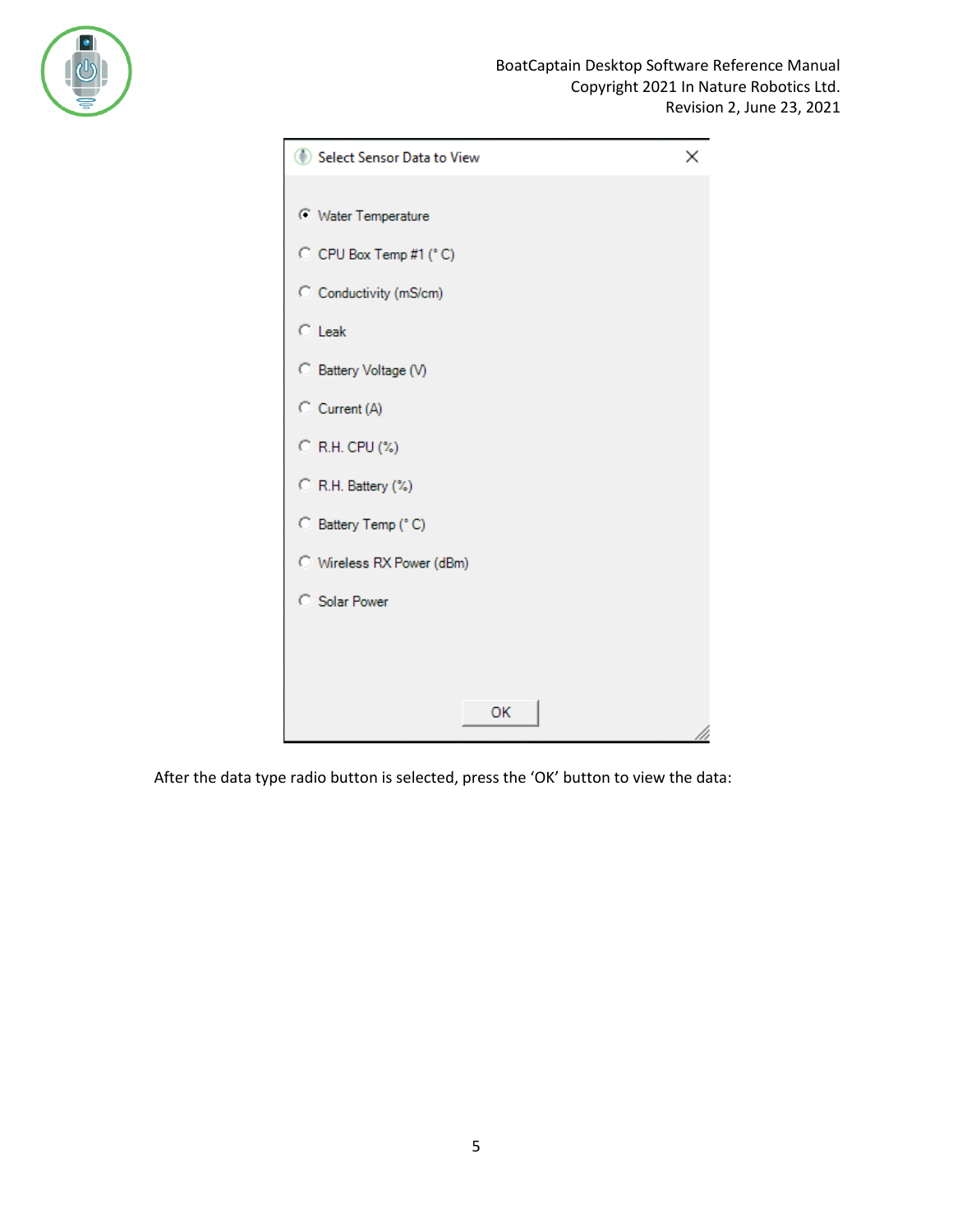**Select Sensor Data to View**

- (•) Water Temperature
- ( ) CPU Box Temp #1 (° C)
- ( ) Conductivity (mS/cm)
- ( ) Leak
- ( ) Battery Voltage (V)
- ( ) Current (A)
- ( ) R.H. CPU (%)
- ( ) R.H. Battery (%)
- ( ) Battery Temp (° C)
- ( ) Wireless RX Power (dBm)
- ( ) Solar Power

[OK]

After the data type radio button is selected, press the 'OK' button to view the data: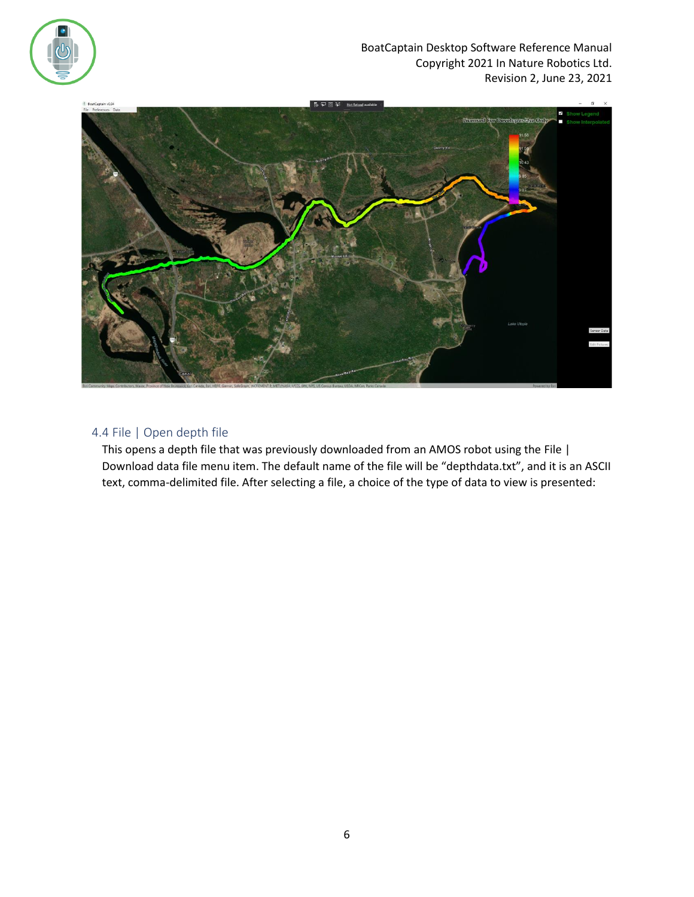## 4.4 File | Open depth file

This opens a depth file that was previously downloaded from an AMOS robot using the File | Download data file menu item. The default name of the file will be “depthdata.txt”, and it is an ASCII text, comma-delimited file. After selecting a file, a choice of the type of data to view is presented: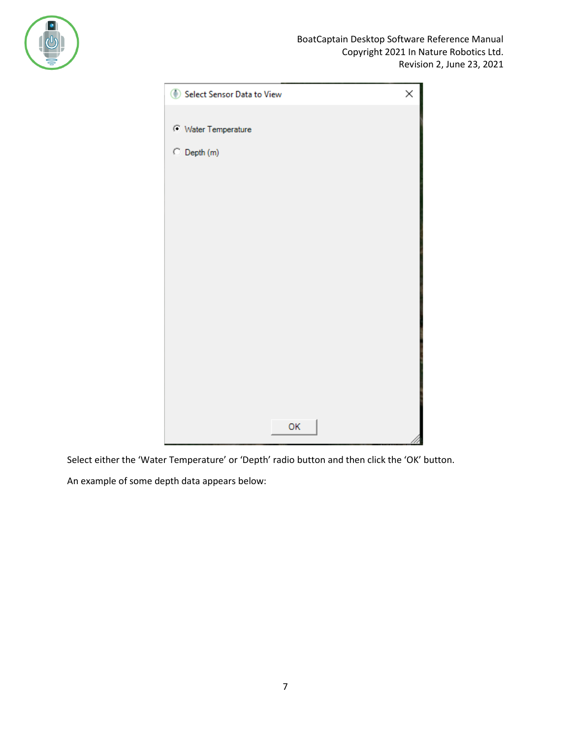Select either the 'Water Temperature' or 'Depth' radio button and then click the 'OK' button.

An example of some depth data appears below: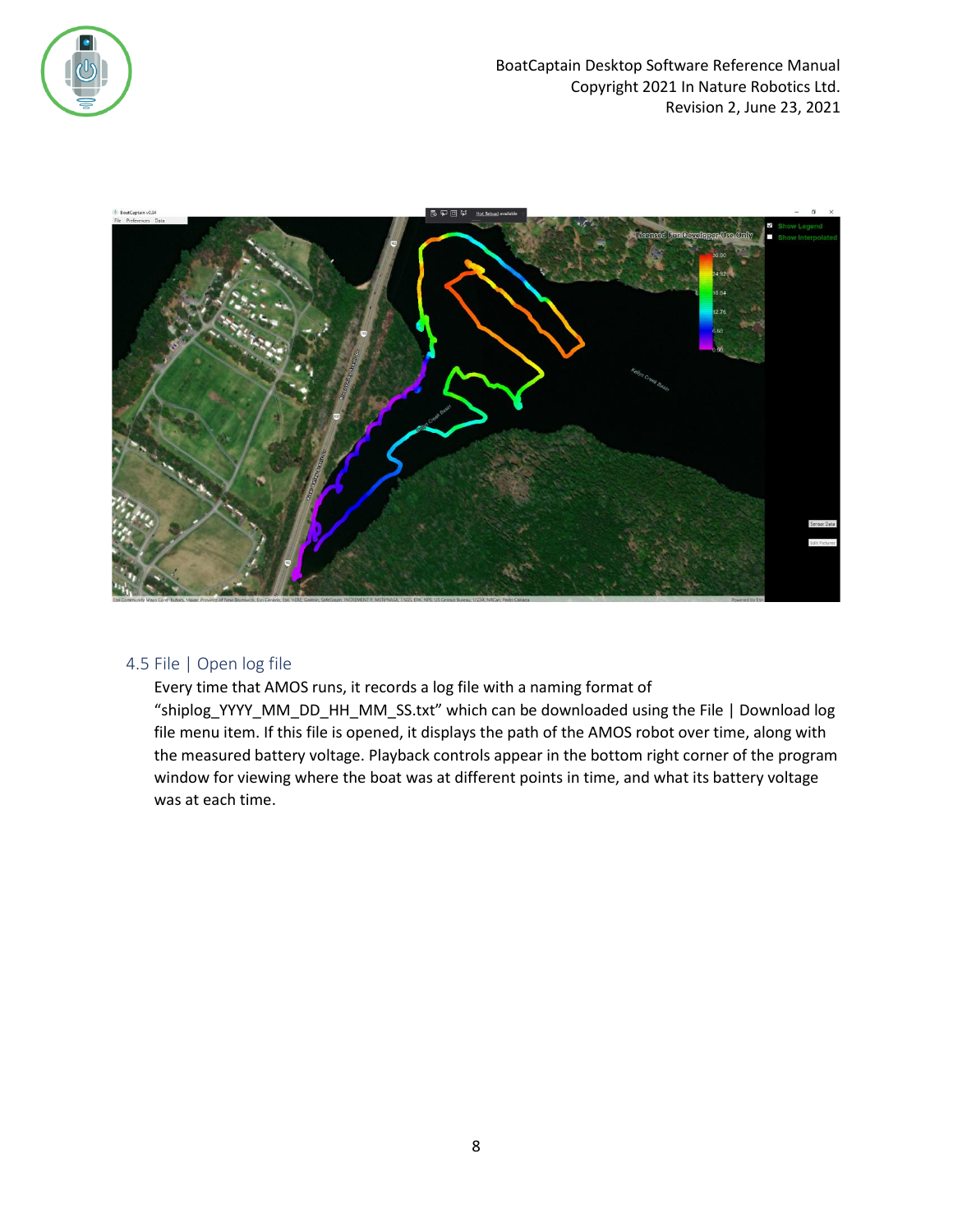## 4.5 File | Open log file

Every time that AMOS runs, it records a log file with a naming format of "shiplog_YYYY_MM_DD_HH_MM_SS.txt" which can be downloaded using the File | Download log file menu item. If this file is opened, it displays the path of the AMOS robot over time, along with the measured battery voltage. Playback controls appear in the bottom right corner of the program window for viewing where the boat was at different points in time, and what its battery voltage was at each time.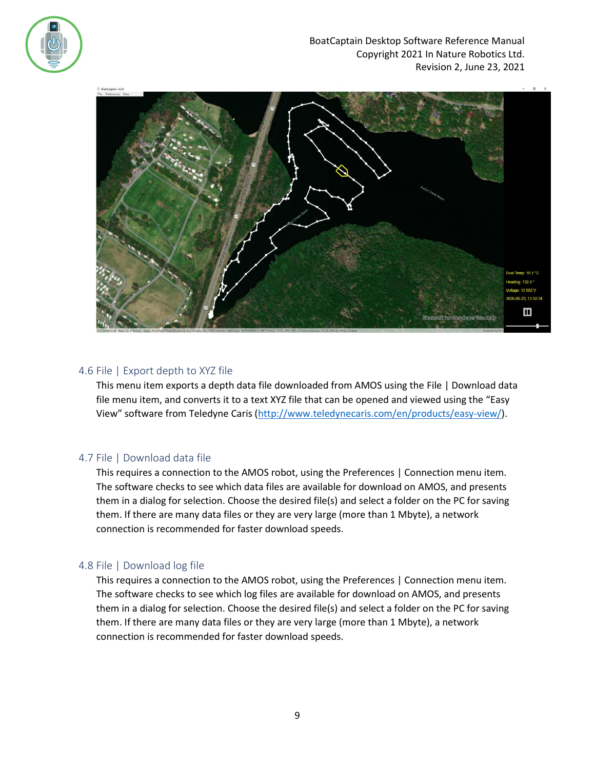## 4.6 File | Export depth to XYZ file

This menu item exports a depth data file downloaded from AMOS using the File | Download data file menu item, and converts it to a text XYZ file that can be opened and viewed using the "Easy View" software from Teledyne Caris (http://www.teledynecaris.com/en/products/easy-view/).

## 4.7 File | Download data file

This requires a connection to the AMOS robot, using the Preferences | Connection menu item. The software checks to see which data files are available for download on AMOS, and presents them in a dialog for selection. Choose the desired file(s) and select a folder on the PC for saving them. If there are many data files or they are very large (more than 1 Mbyte), a network connection is recommended for faster download speeds.

## 4.8 File | Download log file

This requires a connection to the AMOS robot, using the Preferences | Connection menu item. The software checks to see which log files are available for download on AMOS, and presents them in a dialog for selection. Choose the desired file(s) and select a folder on the PC for saving them. If there are many data files or they are very large (more than 1 Mbyte), a network connection is recommended for faster download speeds.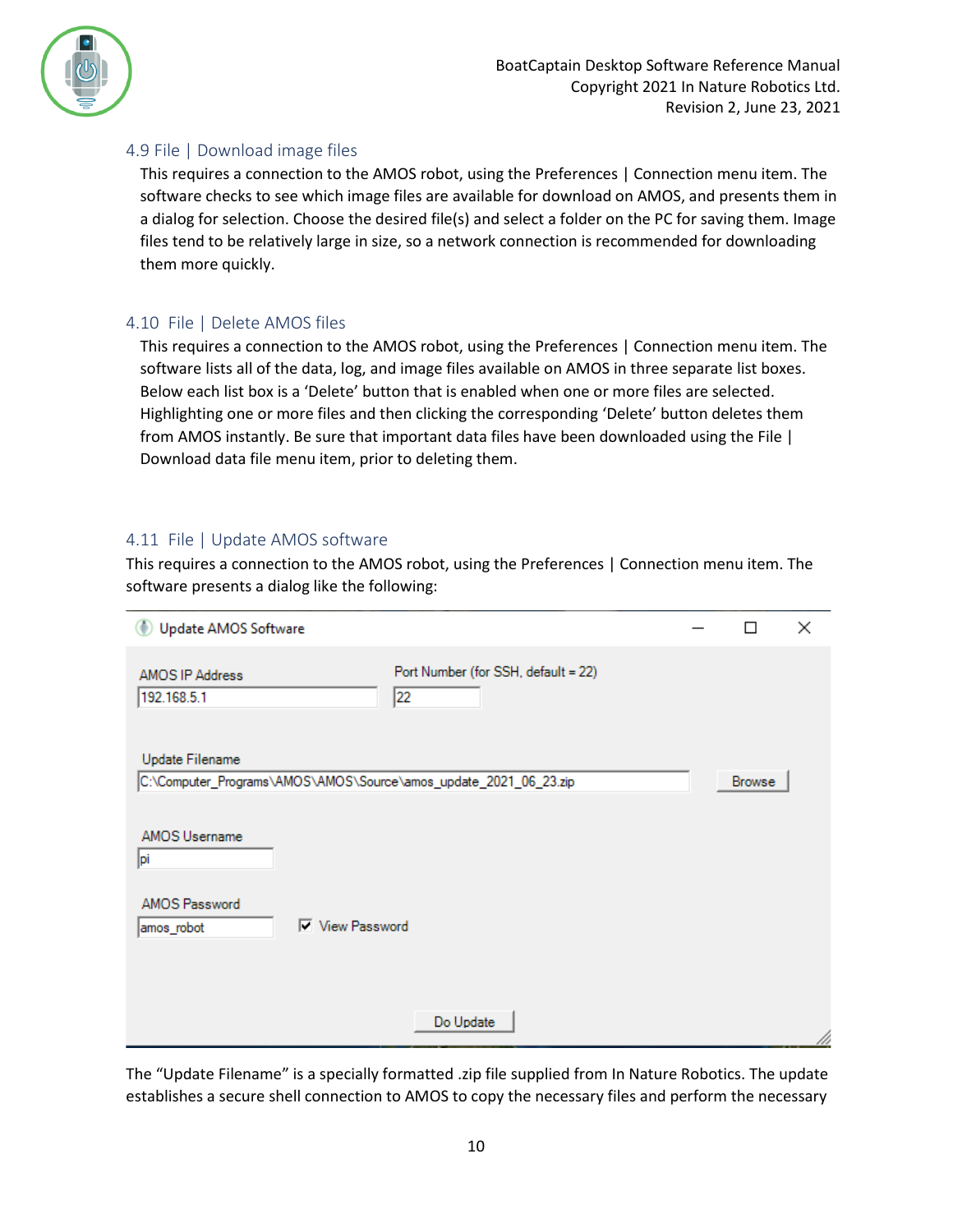## 4.9 File | Download image files

This requires a connection to the AMOS robot, using the Preferences | Connection menu item. The software checks to see which image files are available for download on AMOS, and presents them in a dialog for selection. Choose the desired file(s) and select a folder on the PC for saving them. Image files tend to be relatively large in size, so a network connection is recommended for downloading them more quickly.

## 4.10 File | Delete AMOS files

This requires a connection to the AMOS robot, using the Preferences | Connection menu item. The software lists all of the data, log, and image files available on AMOS in three separate list boxes. Below each list box is a 'Delete' button that is enabled when one or more files are selected. Highlighting one or more files and then clicking the corresponding 'Delete' button deletes them from AMOS instantly. Be sure that important data files have been downloaded using the File | Download data file menu item, prior to deleting them.

## 4.11 File | Update AMOS software

This requires a connection to the AMOS robot, using the Preferences | Connection menu item. The software presents a dialog like the following:

Update AMOS Software

AMOS IP Address: 192.168.5.1

Port Number (for SSH, default = 22): 22

Update Filename: C:\Computer_Programs\AMOS\AMOS\Source\amos_update_2021_06_23.zip [Browse]

AMOS Username: pi

AMOS Password: amos_robot ☑ View Password

[Do Update]

The "Update Filename" is a specially formatted .zip file supplied from In Nature Robotics. The update establishes a secure shell connection to AMOS to copy the necessary files and perform the necessary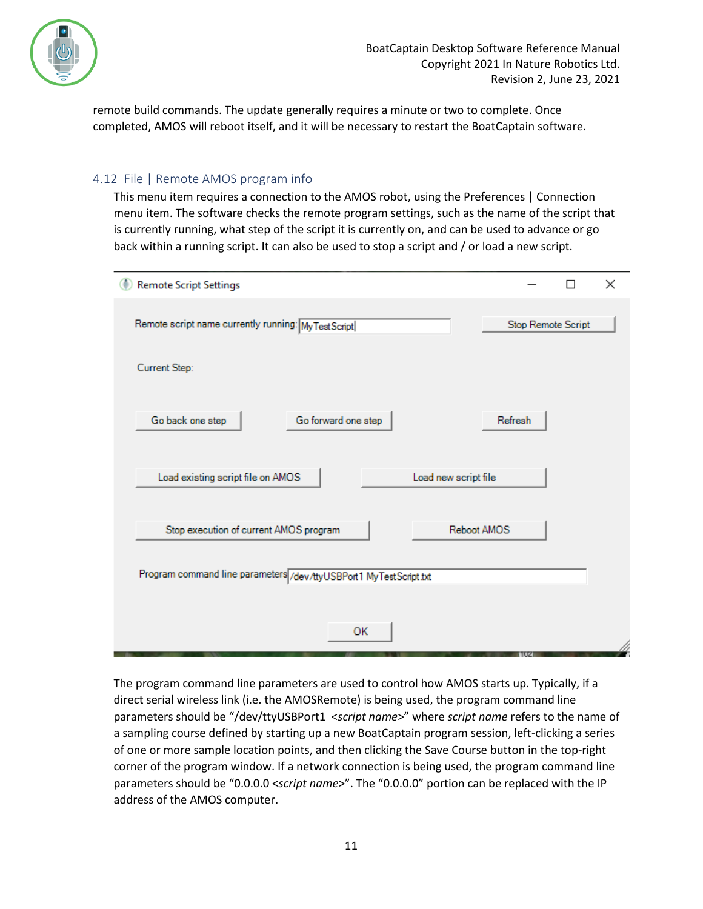remote build commands. The update generally requires a minute or two to complete. Once completed, AMOS will reboot itself, and it will be necessary to restart the BoatCaptain software.

## 4.12 File | Remote AMOS program info

This menu item requires a connection to the AMOS robot, using the Preferences | Connection menu item. The software checks the remote program settings, such as the name of the script that is currently running, what step of the script it is currently on, and can be used to advance or go back within a running script. It can also be used to stop a script and / or load a new script.

The program command line parameters are used to control how AMOS starts up. Typically, if a direct serial wireless link (i.e. the AMOSRemote) is being used, the program command line parameters should be "/dev/ttyUSBPort1 <*script name*>" where *script name* refers to the name of a sampling course defined by starting up a new BoatCaptain program session, left-clicking a series of one or more sample location points, and then clicking the Save Course button in the top-right corner of the program window. If a network connection is being used, the program command line parameters should be "0.0.0.0 <*script name*>". The "0.0.0.0" portion can be replaced with the IP address of the AMOS computer.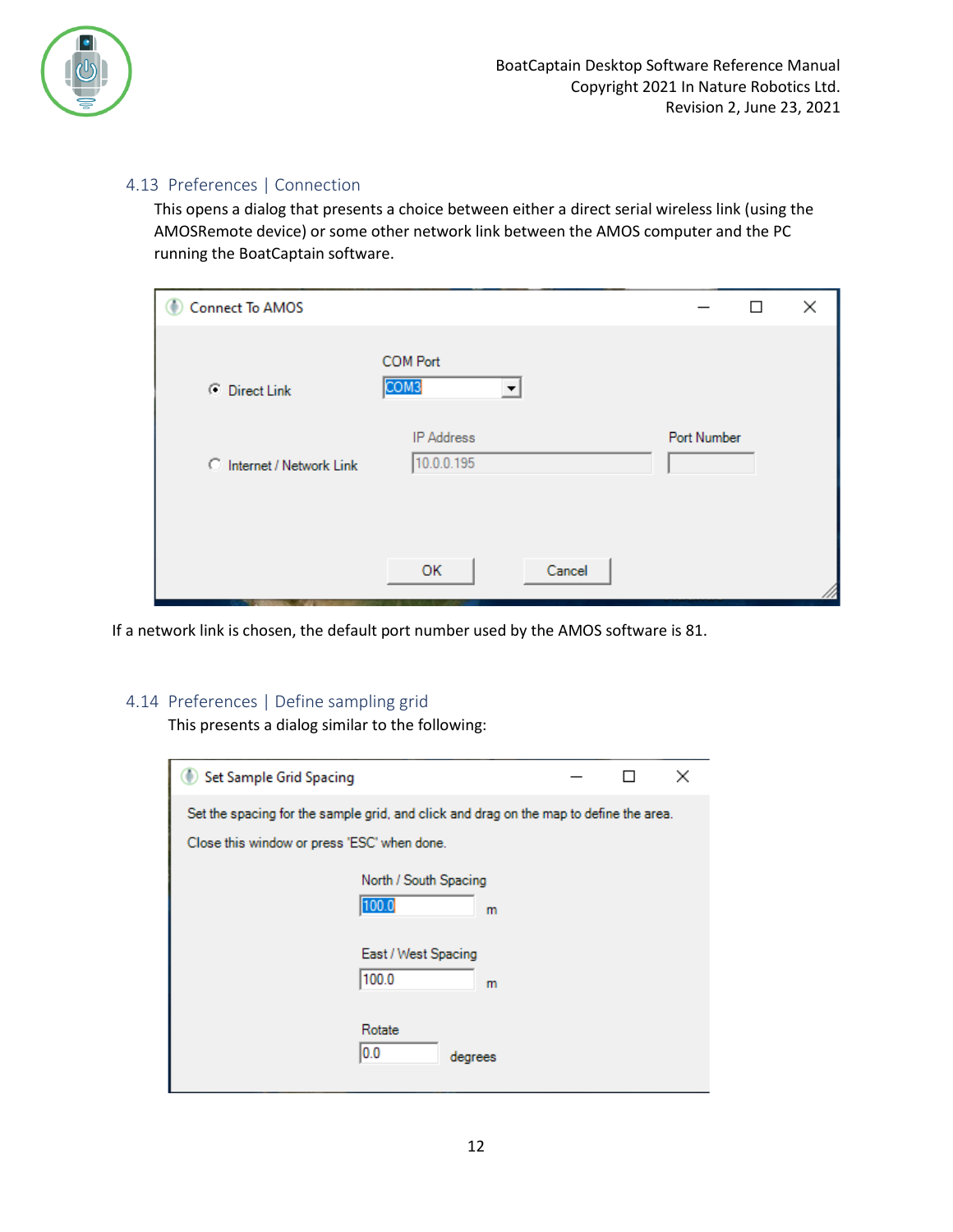## 4.13 Preferences | Connection

This opens a dialog that presents a choice between either a direct serial wireless link (using the AMOSRemote device) or some other network link between the AMOS computer and the PC running the BoatCaptain software.

If a network link is chosen, the default port number used by the AMOS software is 81.

## 4.14 Preferences | Define sampling grid

This presents a dialog similar to the following: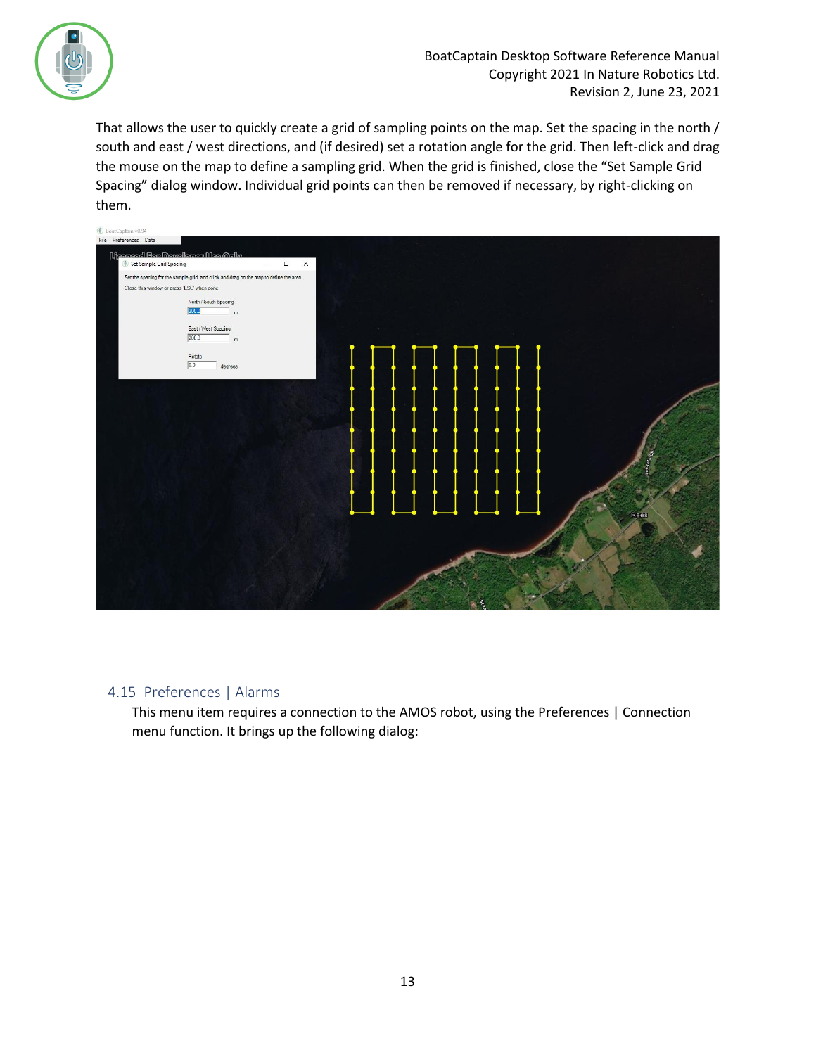That allows the user to quickly create a grid of sampling points on the map. Set the spacing in the north / south and east / west directions, and (if desired) set a rotation angle for the grid. Then left-click and drag the mouse on the map to define a sampling grid. When the grid is finished, close the “Set Sample Grid Spacing” dialog window. Individual grid points can then be removed if necessary, by right-clicking on them.

## 4.15 Preferences | Alarms

This menu item requires a connection to the AMOS robot, using the Preferences | Connection menu function. It brings up the following dialog: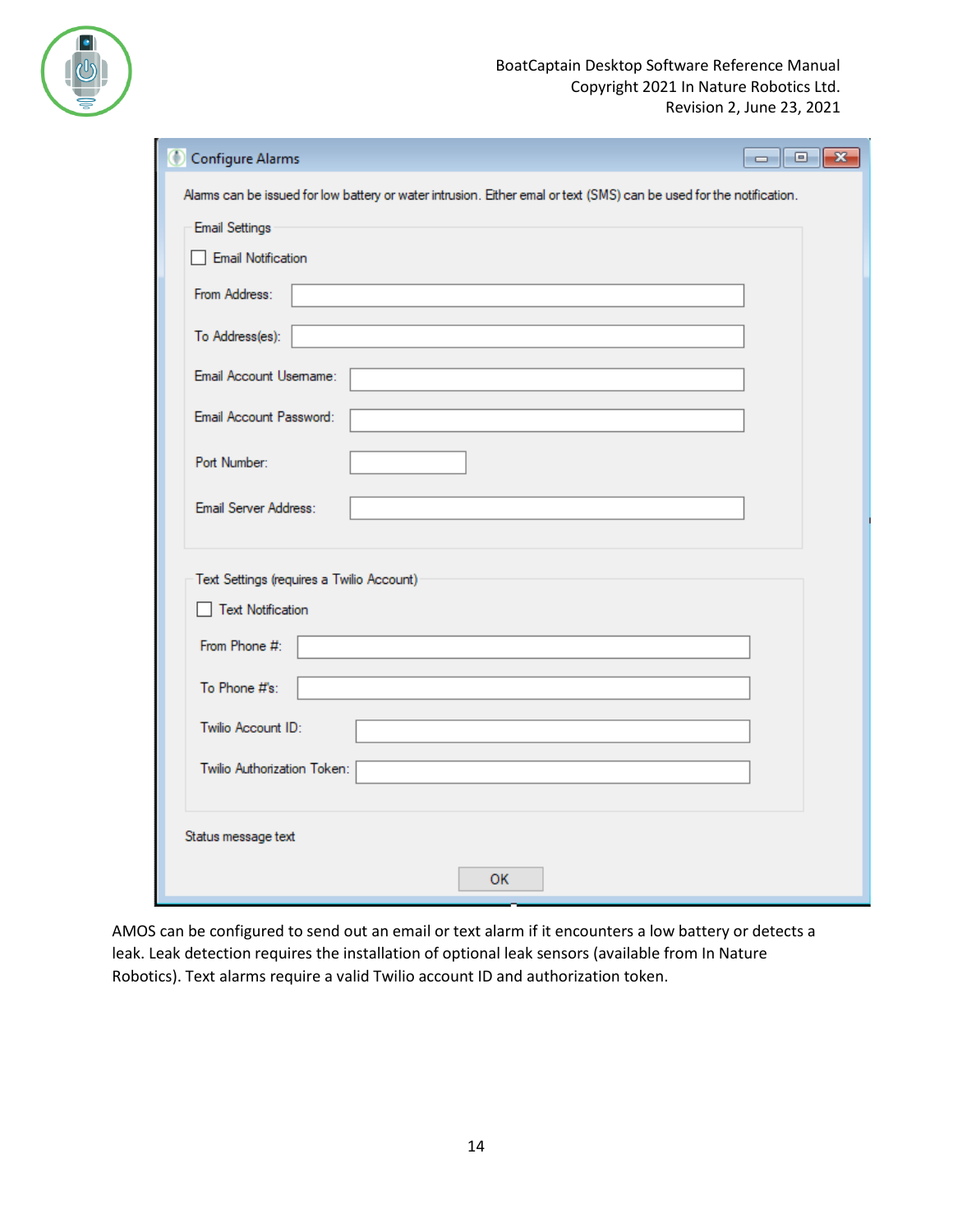**Configure Alarms**

Alarms can be issued for low battery or water intrusion. Either email or text (SMS) can be used for the notification.

Email Settings

- [ ] Email Notification

From Address:

To Address(es):

Email Account Username:

Email Account Password:

Port Number:

Email Server Address:

Text Settings (requires a Twilio Account)

- [ ] Text Notification

From Phone #:

To Phone #'s:

Twilio Account ID:

Twilio Authorization Token:

Status message text

OK

AMOS can be configured to send out an email or text alarm if it encounters a low battery or detects a leak. Leak detection requires the installation of optional leak sensors (available from In Nature Robotics). Text alarms require a valid Twilio account ID and authorization token.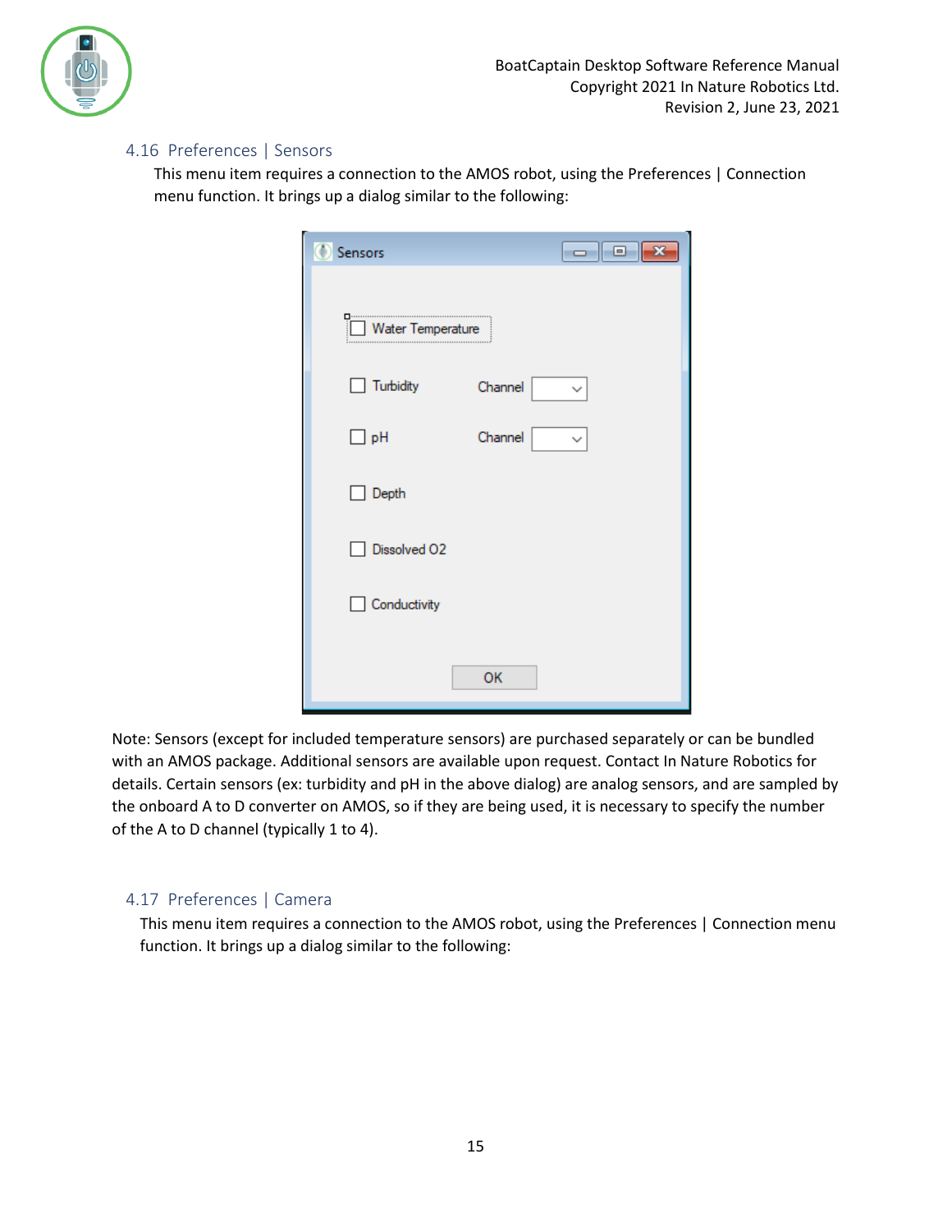## 4.16 Preferences | Sensors

This menu item requires a connection to the AMOS robot, using the Preferences | Connection menu function. It brings up a dialog similar to the following:

Note: Sensors (except for included temperature sensors) are purchased separately or can be bundled with an AMOS package. Additional sensors are available upon request. Contact In Nature Robotics for details. Certain sensors (ex: turbidity and pH in the above dialog) are analog sensors, and are sampled by the onboard A to D converter on AMOS, so if they are being used, it is necessary to specify the number of the A to D channel (typically 1 to 4).

## 4.17 Preferences | Camera

This menu item requires a connection to the AMOS robot, using the Preferences | Connection menu function. It brings up a dialog similar to the following: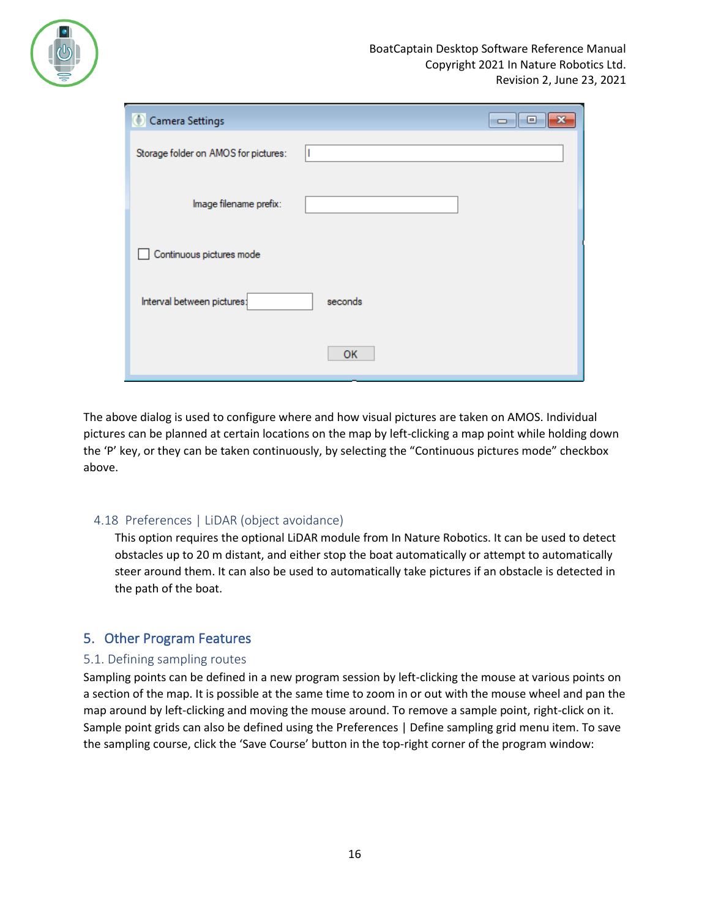The above dialog is used to configure where and how visual pictures are taken on AMOS. Individual pictures can be planned at certain locations on the map by left-clicking a map point while holding down the 'P' key, or they can be taken continuously, by selecting the "Continuous pictures mode" checkbox above.

### 4.18 Preferences | LiDAR (object avoidance)

This option requires the optional LiDAR module from In Nature Robotics. It can be used to detect obstacles up to 20 m distant, and either stop the boat automatically or attempt to automatically steer around them. It can also be used to automatically take pictures if an obstacle is detected in the path of the boat.

## 5. Other Program Features

### 5.1. Defining sampling routes

Sampling points can be defined in a new program session by left-clicking the mouse at various points on a section of the map. It is possible at the same time to zoom in or out with the mouse wheel and pan the map around by left-clicking and moving the mouse around. To remove a sample point, right-click on it. Sample point grids can also be defined using the Preferences | Define sampling grid menu item. To save the sampling course, click the 'Save Course' button in the top-right corner of the program window: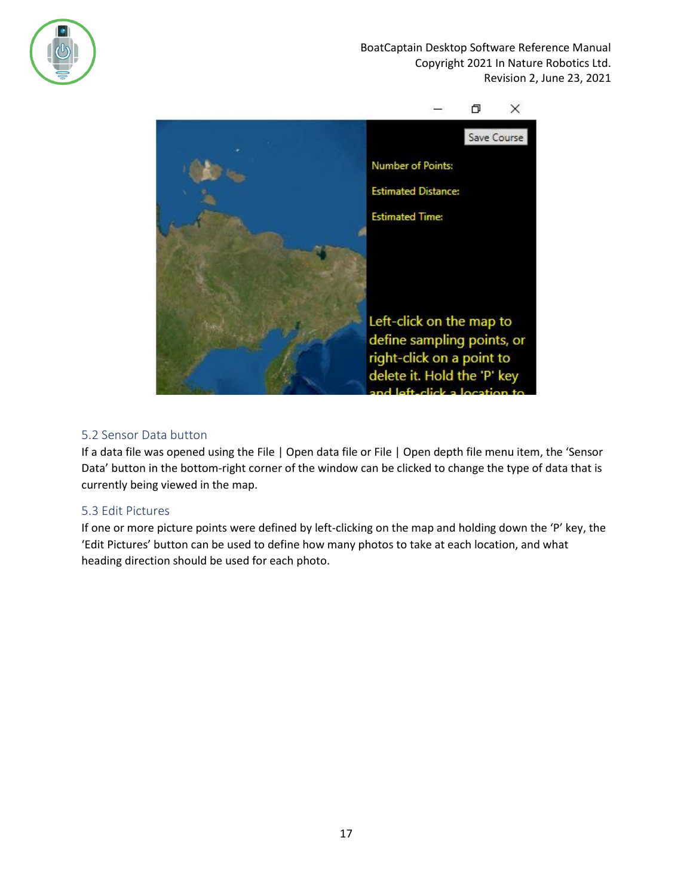## 5.2 Sensor Data button

If a data file was opened using the File | Open data file or File | Open depth file menu item, the 'Sensor Data' button in the bottom-right corner of the window can be clicked to change the type of data that is currently being viewed in the map.

## 5.3 Edit Pictures

If one or more picture points were defined by left-clicking on the map and holding down the 'P' key, the 'Edit Pictures' button can be used to define how many photos to take at each location, and what heading direction should be used for each photo.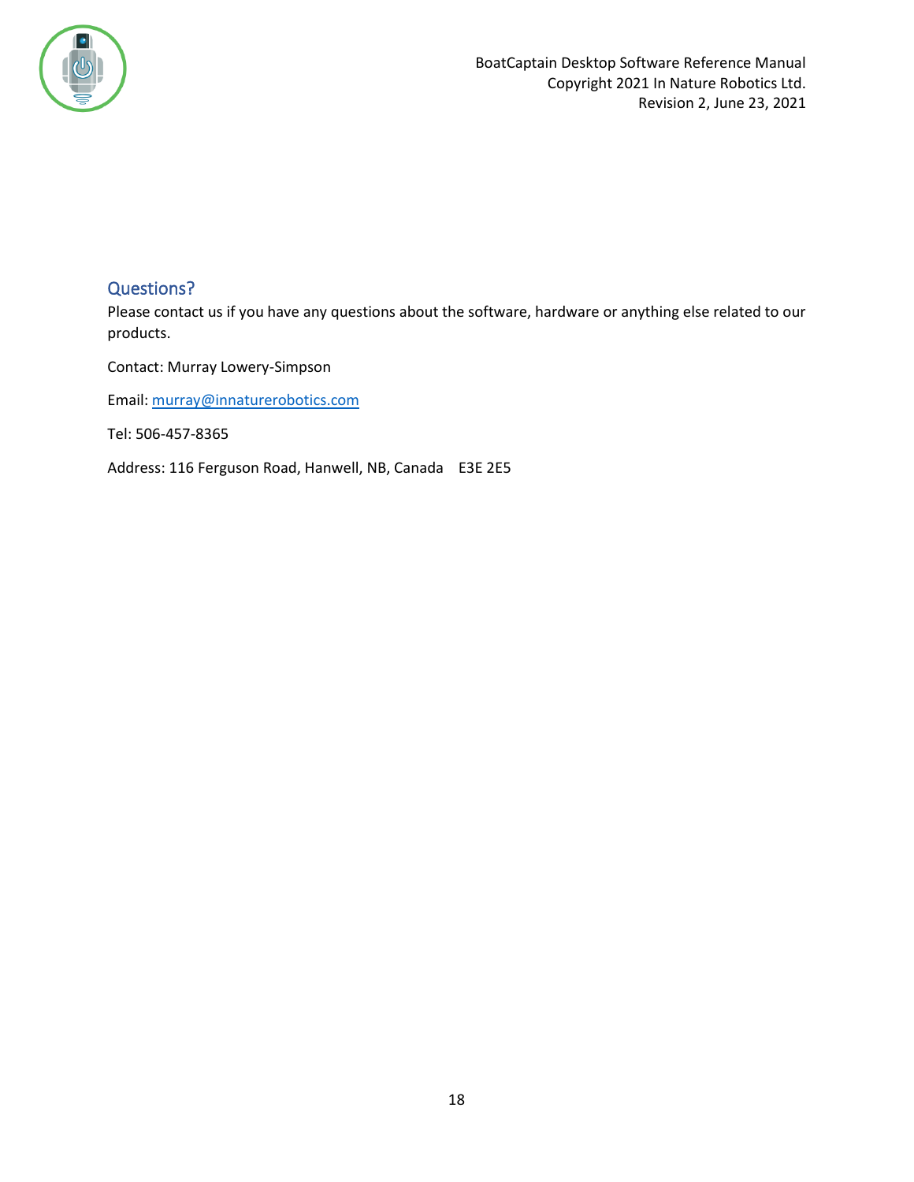## Questions?

Please contact us if you have any questions about the software, hardware or anything else related to our products.

Contact: Murray Lowery-Simpson

Email: [murray@innaturerobotics.com](mailto:murray@innaturerobotics.com)

Tel: 506-457-8365

Address: 116 Ferguson Road, Hanwell, NB, Canada E3E 2E5